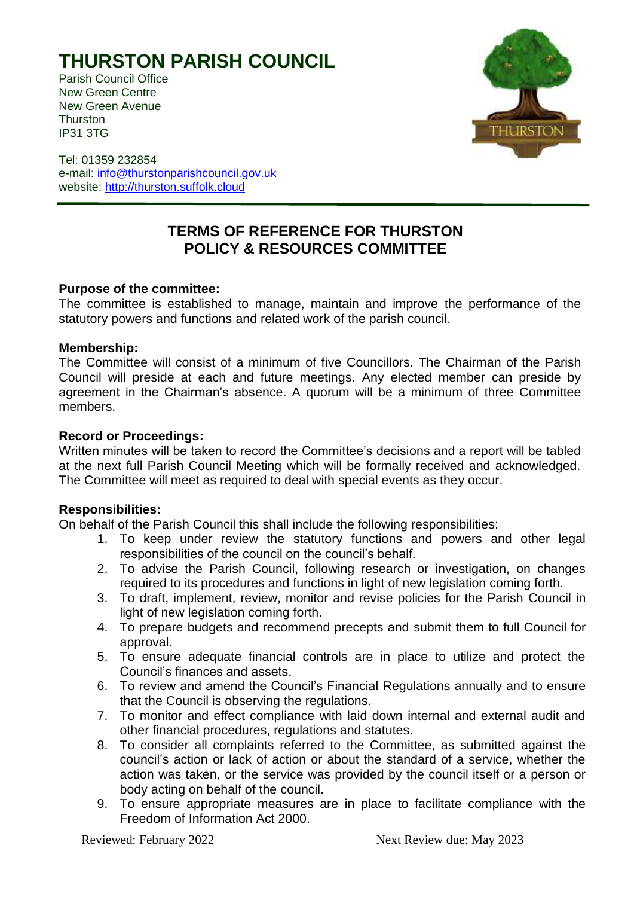# THURSTON PARISH COUNCIL

Parish Council Office
New Green Centre
New Green Avenue
Thurston
IP31 3TG

Tel: 01359 232854
e-mail: info@thurstonparishcouncil.gov.uk
website: http://thurston.suffolk.cloud

---

## TERMS OF REFERENCE FOR THURSTON POLICY & RESOURCES COMMITTEE

**Purpose of the committee:**
The committee is established to manage, maintain and improve the performance of the statutory powers and functions and related work of the parish council.

**Membership:**
The Committee will consist of a minimum of five Councillors. The Chairman of the Parish Council will preside at each and future meetings. Any elected member can preside by agreement in the Chairman's absence. A quorum will be a minimum of three Committee members.

**Record or Proceedings:**
Written minutes will be taken to record the Committee's decisions and a report will be tabled at the next full Parish Council Meeting which will be formally received and acknowledged. The Committee will meet as required to deal with special events as they occur.

**Responsibilities:**
On behalf of the Parish Council this shall include the following responsibilities:

1. To keep under review the statutory functions and powers and other legal responsibilities of the council on the council's behalf.
2. To advise the Parish Council, following research or investigation, on changes required to its procedures and functions in light of new legislation coming forth.
3. To draft, implement, review, monitor and revise policies for the Parish Council in light of new legislation coming forth.
4. To prepare budgets and recommend precepts and submit them to full Council for approval.
5. To ensure adequate financial controls are in place to utilize and protect the Council's finances and assets.
6. To review and amend the Council's Financial Regulations annually and to ensure that the Council is observing the regulations.
7. To monitor and effect compliance with laid down internal and external audit and other financial procedures, regulations and statutes.
8. To consider all complaints referred to the Committee, as submitted against the council's action or lack of action or about the standard of a service, whether the action was taken, or the service was provided by the council itself or a person or body acting on behalf of the council.
9. To ensure appropriate measures are in place to facilitate compliance with the Freedom of Information Act 2000.

Reviewed: February 2022 Next Review due: May 2023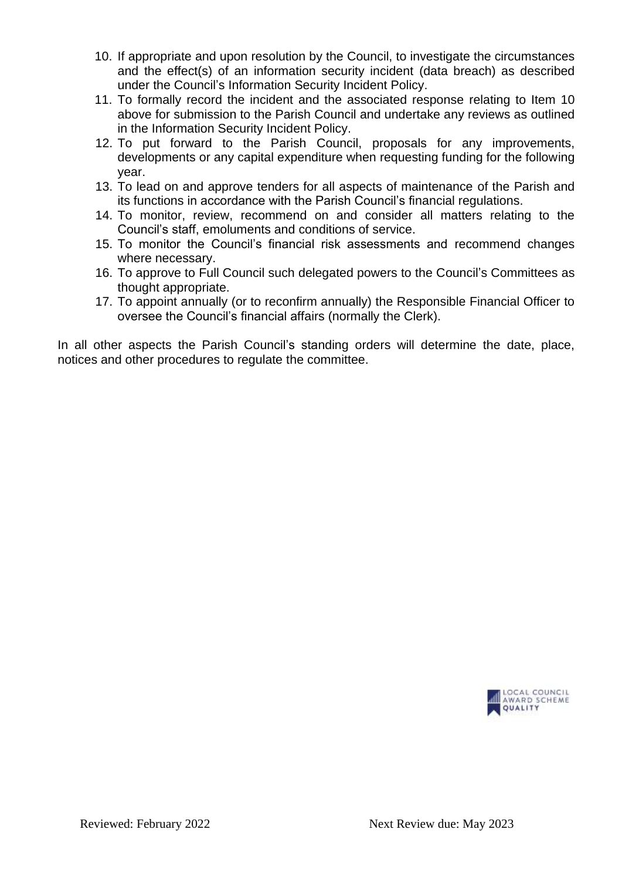10. If appropriate and upon resolution by the Council, to investigate the circumstances and the effect(s) of an information security incident (data breach) as described under the Council's Information Security Incident Policy.
11. To formally record the incident and the associated response relating to Item 10 above for submission to the Parish Council and undertake any reviews as outlined in the Information Security Incident Policy.
12. To put forward to the Parish Council, proposals for any improvements, developments or any capital expenditure when requesting funding for the following year.
13. To lead on and approve tenders for all aspects of maintenance of the Parish and its functions in accordance with the Parish Council's financial regulations.
14. To monitor, review, recommend on and consider all matters relating to the Council's staff, emoluments and conditions of service.
15. To monitor the Council's financial risk assessments and recommend changes where necessary.
16. To approve to Full Council such delegated powers to the Council's Committees as thought appropriate.
17. To appoint annually (or to reconfirm annually) the Responsible Financial Officer to oversee the Council's financial affairs (normally the Clerk).

In all other aspects the Parish Council's standing orders will determine the date, place, notices and other procedures to regulate the committee.

LOCAL COUNCIL AWARD SCHEME QUALITY

Reviewed: February 2022 Next Review due: May 2023